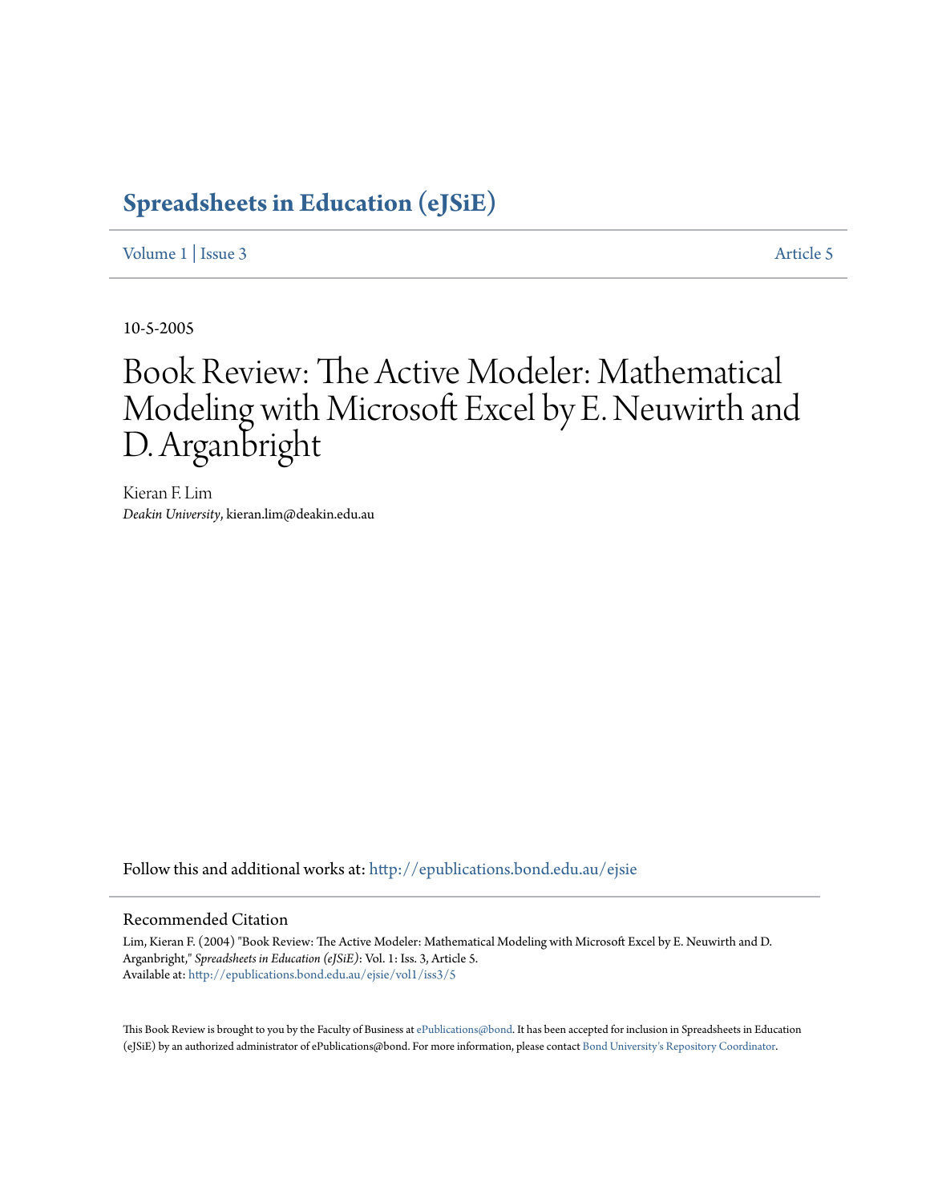# Spreadsheets in Education (eJSiE)

Volume 1 | Issue 3 Article 5

10-5-2005

# Book Review: The Active Modeler: Mathematical Modeling with Microsoft Excel by E. Neuwirth and D. Arganbright

Kieran F. Lim
*Deakin University*, kieran.lim@deakin.edu.au

Follow this and additional works at: http://epublications.bond.edu.au/ejsie

## Recommended Citation

Lim, Kieran F. (2004) "Book Review: The Active Modeler: Mathematical Modeling with Microsoft Excel by E. Neuwirth and D. Arganbright," *Spreadsheets in Education (eJSiE)*: Vol. 1: Iss. 3, Article 5.
Available at: http://epublications.bond.edu.au/ejsie/vol1/iss3/5

This Book Review is brought to you by the Faculty of Business at ePublications@bond. It has been accepted for inclusion in Spreadsheets in Education (eJSiE) by an authorized administrator of ePublications@bond. For more information, please contact Bond University's Repository Coordinator.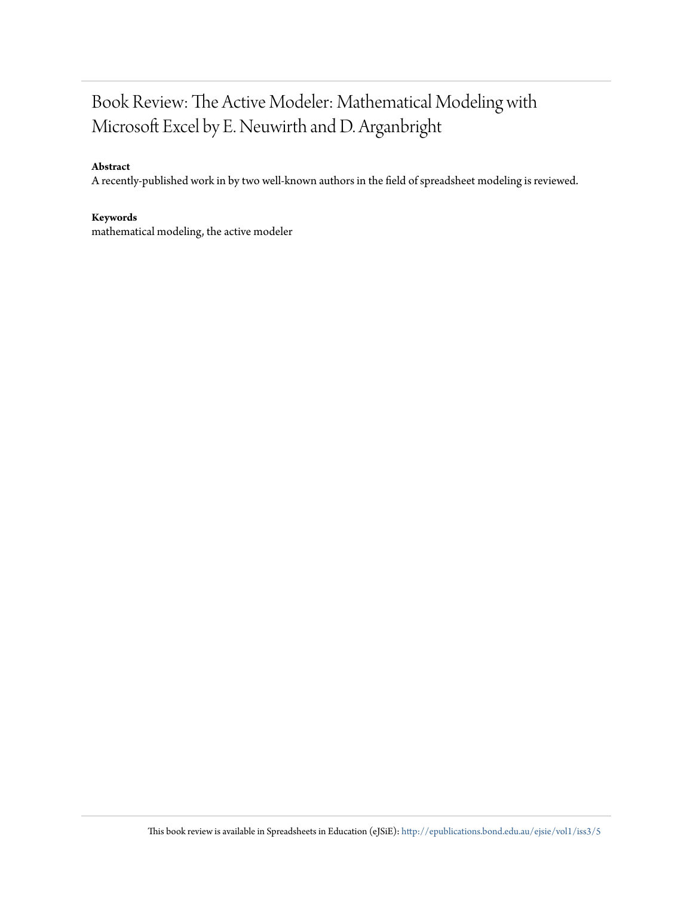# Book Review: The Active Modeler: Mathematical Modeling with Microsoft Excel by E. Neuwirth and D. Arganbright

**Abstract**

A recently-published work in by two well-known authors in the field of spreadsheet modeling is reviewed.

**Keywords**

mathematical modeling, the active modeler

This book review is available in Spreadsheets in Education (eJSiE): http://epublications.bond.edu.au/ejsie/vol1/iss3/5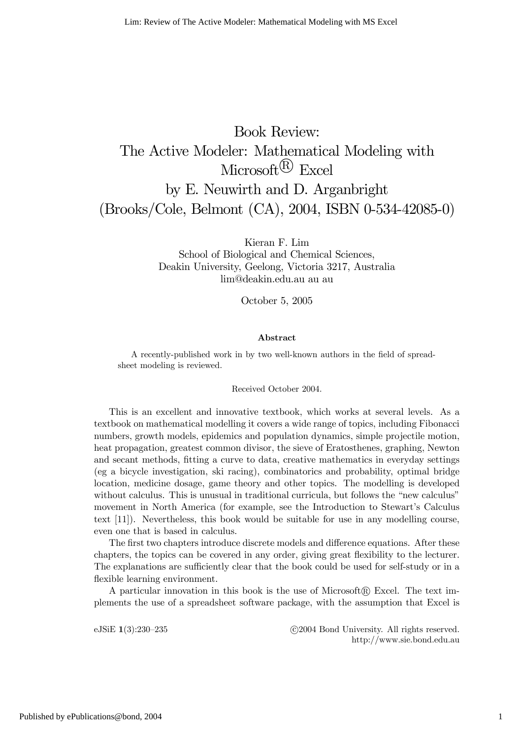# Book Review:
# The Active Modeler: Mathematical Modeling with Microsoft® Excel
# by E. Neuwirth and D. Arganbright
# (Brooks/Cole, Belmont (CA), 2004, ISBN 0-534-42085-0)

Kieran F. Lim
School of Biological and Chemical Sciences,
Deakin University, Geelong, Victoria 3217, Australia
lim@deakin.edu.au au au

October 5, 2005

**Abstract**

A recently-published work in by two well-known authors in the field of spreadsheet modeling is reviewed.

Received October 2004.

This is an excellent and innovative textbook, which works at several levels. As a textbook on mathematical modelling it covers a wide range of topics, including Fibonacci numbers, growth models, epidemics and population dynamics, simple projectile motion, heat propagation, greatest common divisor, the sieve of Eratosthenes, graphing, Newton and secant methods, fitting a curve to data, creative mathematics in everyday settings (eg a bicycle investigation, ski racing), combinatorics and probability, optimal bridge location, medicine dosage, game theory and other topics. The modelling is developed without calculus. This is unusual in traditional curricula, but follows the "new calculus" movement in North America (for example, see the Introduction to Stewart's Calculus text [11]). Nevertheless, this book would be suitable for use in any modelling course, even one that is based in calculus.

The first two chapters introduce discrete models and difference equations. After these chapters, the topics can be covered in any order, giving great flexibility to the lecturer. The explanations are sufficiently clear that the book could be used for self-study or in a flexible learning environment.

A particular innovation in this book is the use of Microsoft® Excel. The text implements the use of a spreadsheet software package, with the assumption that Excel is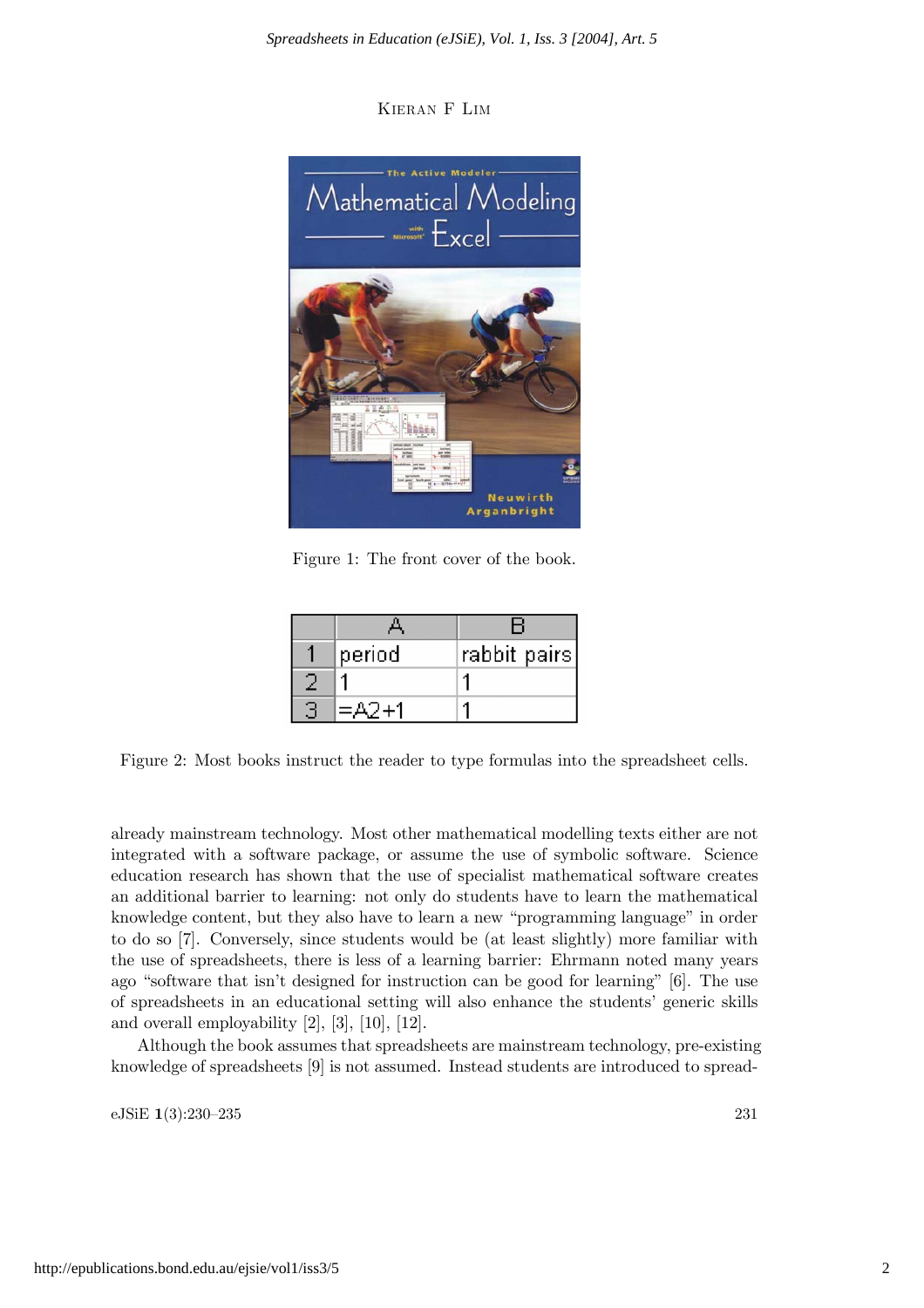Figure 1: The front cover of the book.

|   | A | B |
|---|---|---|
| 1 | period | rabbit pairs |
| 2 | 1 | 1 |
| 3 | =A2+1 | 1 |

Figure 2: Most books instruct the reader to type formulas into the spreadsheet cells.

already mainstream technology. Most other mathematical modelling texts either are not integrated with a software package, or assume the use of symbolic software. Science education research has shown that the use of specialist mathematical software creates an additional barrier to learning: not only do students have to learn the mathematical knowledge content, but they also have to learn a new "programming language" in order to do so [7]. Conversely, since students would be (at least slightly) more familiar with the use of spreadsheets, there is less of a learning barrier: Ehrmann noted many years ago "software that isn't designed for instruction can be good for learning" [6]. The use of spreadsheets in an educational setting will also enhance the students' generic skills and overall employability [2], [3], [10], [12].

Although the book assumes that spreadsheets are mainstream technology, pre-existing knowledge of spreadsheets [9] is not assumed. Instead students are introduced to spread-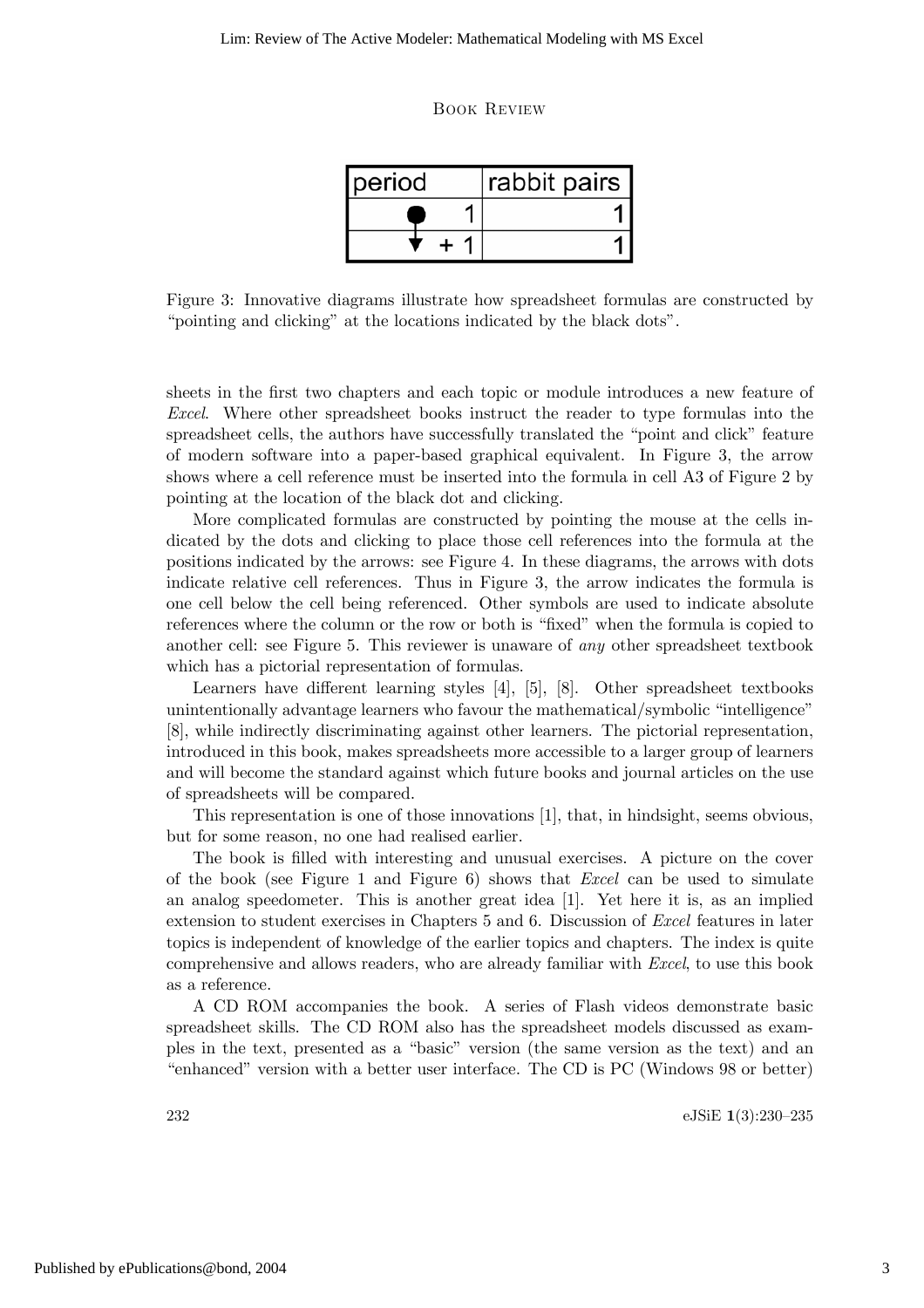| period | rabbit pairs |
|---|---|
| ● 1 | 1 |
| ▼ + 1 | 1 |

Figure 3: Innovative diagrams illustrate how spreadsheet formulas are constructed by "pointing and clicking" at the locations indicated by the black dots".

sheets in the first two chapters and each topic or module introduces a new feature of *Excel*. Where other spreadsheet books instruct the reader to type formulas into the spreadsheet cells, the authors have successfully translated the "point and click" feature of modern software into a paper-based graphical equivalent. In Figure 3, the arrow shows where a cell reference must be inserted into the formula in cell A3 of Figure 2 by pointing at the location of the black dot and clicking.

More complicated formulas are constructed by pointing the mouse at the cells indicated by the dots and clicking to place those cell references into the formula at the positions indicated by the arrows: see Figure 4. In these diagrams, the arrows with dots indicate relative cell references. Thus in Figure 3, the arrow indicates the formula is one cell below the cell being referenced. Other symbols are used to indicate absolute references where the column or the row or both is "fixed" when the formula is copied to another cell: see Figure 5. This reviewer is unaware of *any* other spreadsheet textbook which has a pictorial representation of formulas.

Learners have different learning styles [4], [5], [8]. Other spreadsheet textbooks unintentionally advantage learners who favour the mathematical/symbolic "intelligence" [8], while indirectly discriminating against other learners. The pictorial representation, introduced in this book, makes spreadsheets more accessible to a larger group of learners and will become the standard against which future books and journal articles on the use of spreadsheets will be compared.

This representation is one of those innovations [1], that, in hindsight, seems obvious, but for some reason, no one had realised earlier.

The book is filled with interesting and unusual exercises. A picture on the cover of the book (see Figure 1 and Figure 6) shows that *Excel* can be used to simulate an analog speedometer. This is another great idea [1]. Yet here it is, as an implied extension to student exercises in Chapters 5 and 6. Discussion of *Excel* features in later topics is independent of knowledge of the earlier topics and chapters. The index is quite comprehensive and allows readers, who are already familiar with *Excel*, to use this book as a reference.

A CD ROM accompanies the book. A series of Flash videos demonstrate basic spreadsheet skills. The CD ROM also has the spreadsheet models discussed as examples in the text, presented as a "basic" version (the same version as the text) and an "enhanced" version with a better user interface. The CD is PC (Windows 98 or better)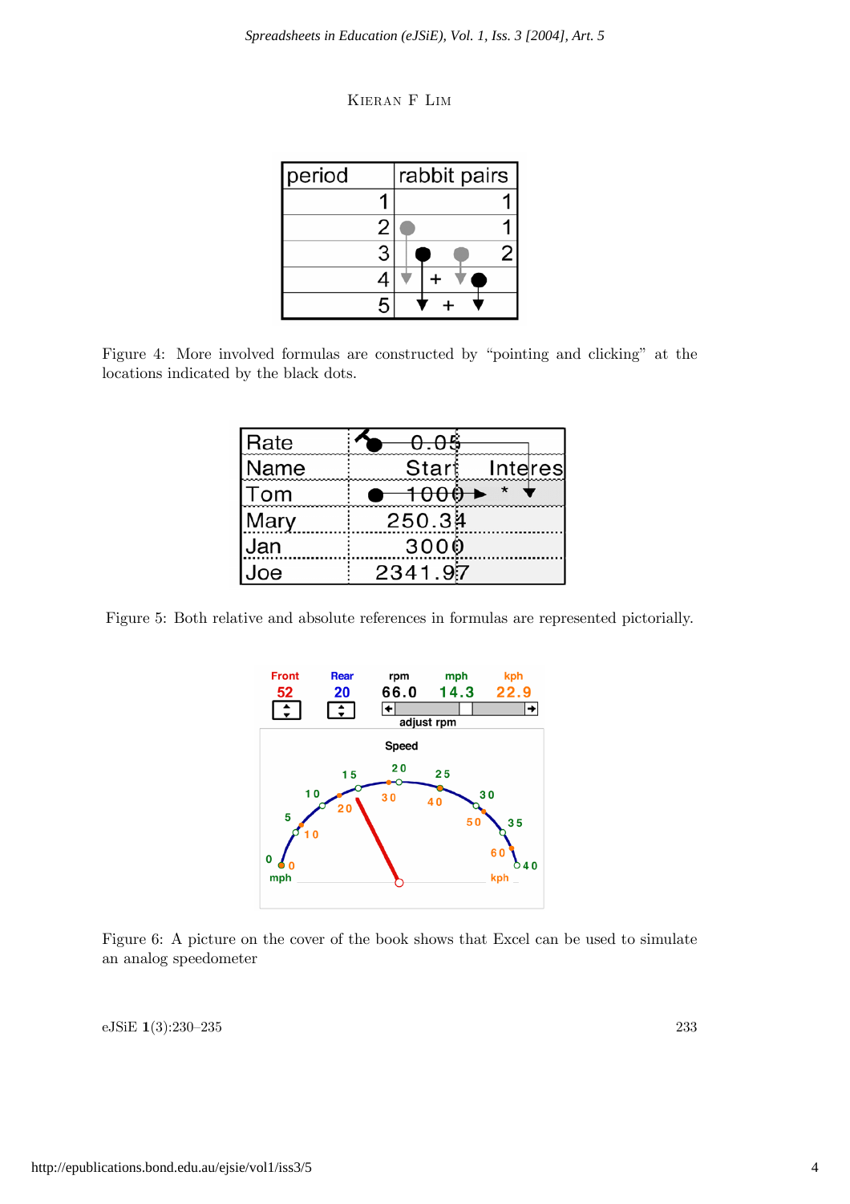| period | rabbit pairs |
|---|---|
| 1 | 1 |
| 2 | 1 |
| 3 | 2 |
| 4 | + |
| 5 | + |

Figure 4: More involved formulas are constructed by "pointing and clicking" at the locations indicated by the black dots.

| Rate | 0.05 | |
|---|---|---|
| Name | Start | Interes |
| Tom | 1000 | * |
| Mary | 250.34 | |
| Jan | 3000 | |
| Joe | 2341.97 | |

Figure 5: Both relative and absolute references in formulas are represented pictorially.

| Front | Rear | rpm | mph | kph |
|---|---|---|---|---|
| 52 | 20 | 66.0 | 14.3 | 22.9 |

Figure 6: A picture on the cover of the book shows that Excel can be used to simulate an analog speedometer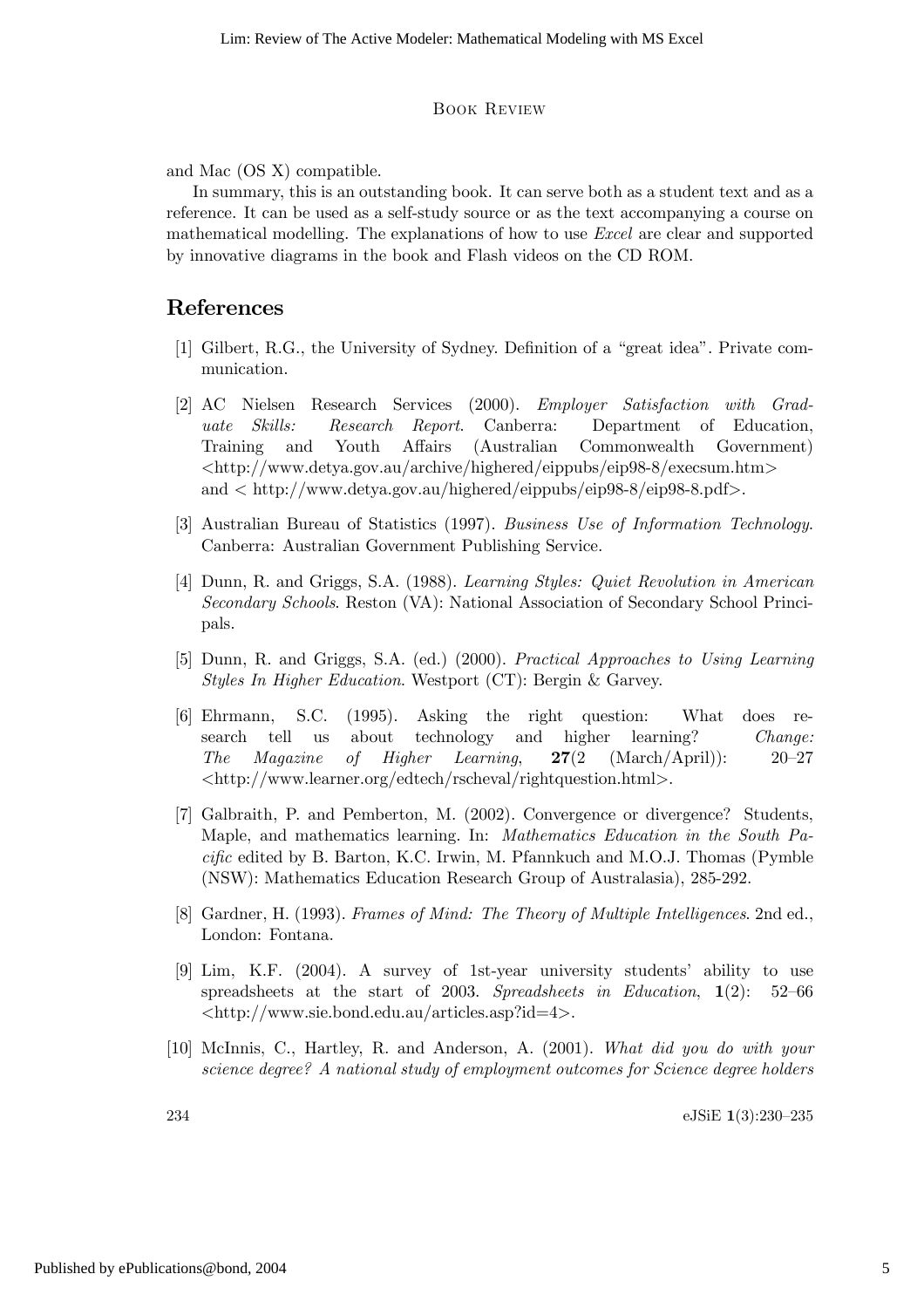and Mac (OS X) compatible.

In summary, this is an outstanding book. It can serve both as a student text and as a reference. It can be used as a self-study source or as the text accompanying a course on mathematical modelling. The explanations of how to use *Excel* are clear and supported by innovative diagrams in the book and Flash videos on the CD ROM.

## References

[1] Gilbert, R.G., the University of Sydney. Definition of a "great idea". Private communication.

[2] AC Nielsen Research Services (2000). *Employer Satisfaction with Graduate Skills: Research Report*. Canberra: Department of Education, Training and Youth Affairs (Australian Commonwealth Government) <http://www.detya.gov.au/archive/highered/eippubs/eip98-8/execsum.htm> and < http://www.detya.gov.au/highered/eippubs/eip98-8/eip98-8.pdf>.

[3] Australian Bureau of Statistics (1997). *Business Use of Information Technology*. Canberra: Australian Government Publishing Service.

[4] Dunn, R. and Griggs, S.A. (1988). *Learning Styles: Quiet Revolution in American Secondary Schools*. Reston (VA): National Association of Secondary School Principals.

[5] Dunn, R. and Griggs, S.A. (ed.) (2000). *Practical Approaches to Using Learning Styles In Higher Education*. Westport (CT): Bergin & Garvey.

[6] Ehrmann, S.C. (1995). Asking the right question: What does research tell us about technology and higher learning? *Change: The Magazine of Higher Learning*, **27**(2 (March/April)): 20–27 <http://www.learner.org/edtech/rscheval/rightquestion.html>.

[7] Galbraith, P. and Pemberton, M. (2002). Convergence or divergence? Students, Maple, and mathematics learning. In: *Mathematics Education in the South Pacific* edited by B. Barton, K.C. Irwin, M. Pfannkuch and M.O.J. Thomas (Pymble (NSW): Mathematics Education Research Group of Australasia), 285-292.

[8] Gardner, H. (1993). *Frames of Mind: The Theory of Multiple Intelligences*. 2nd ed., London: Fontana.

[9] Lim, K.F. (2004). A survey of 1st-year university students' ability to use spreadsheets at the start of 2003. *Spreadsheets in Education*, **1**(2): 52–66 <http://www.sie.bond.edu.au/articles.asp?id=4>.

[10] McInnis, C., Hartley, R. and Anderson, A. (2001). *What did you do with your science degree? A national study of employment outcomes for Science degree holders*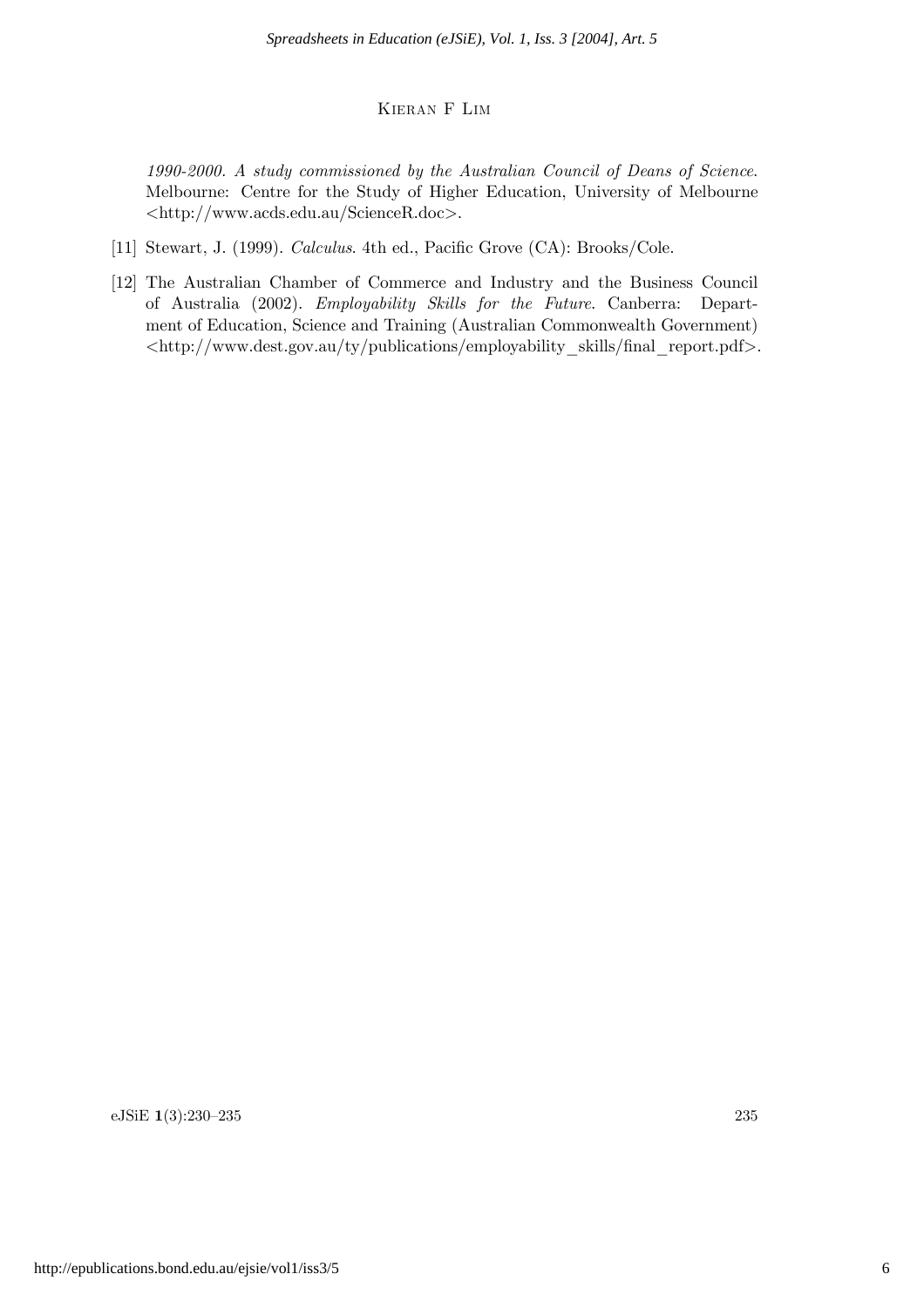*1990-2000. A study commissioned by the Australian Council of Deans of Science*. Melbourne: Centre for the Study of Higher Education, University of Melbourne <http://www.acds.edu.au/ScienceR.doc>.

[11] Stewart, J. (1999). *Calculus*. 4th ed., Pacific Grove (CA): Brooks/Cole.

[12] The Australian Chamber of Commerce and Industry and the Business Council of Australia (2002). *Employability Skills for the Future*. Canberra: Department of Education, Science and Training (Australian Commonwealth Government) <http://www.dest.gov.au/ty/publications/employability_skills/final_report.pdf>.